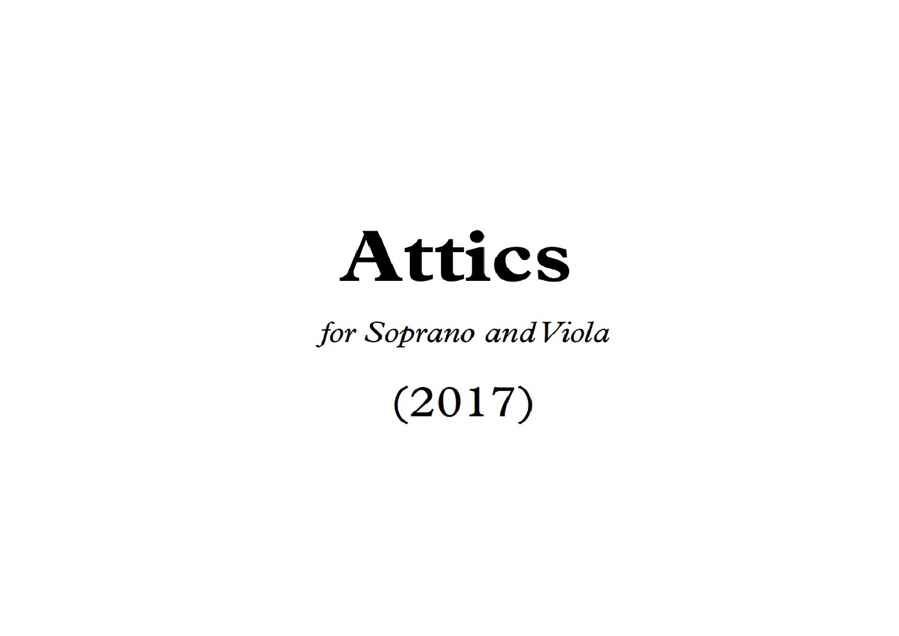# Attics

*for Soprano and Viola*

(2017)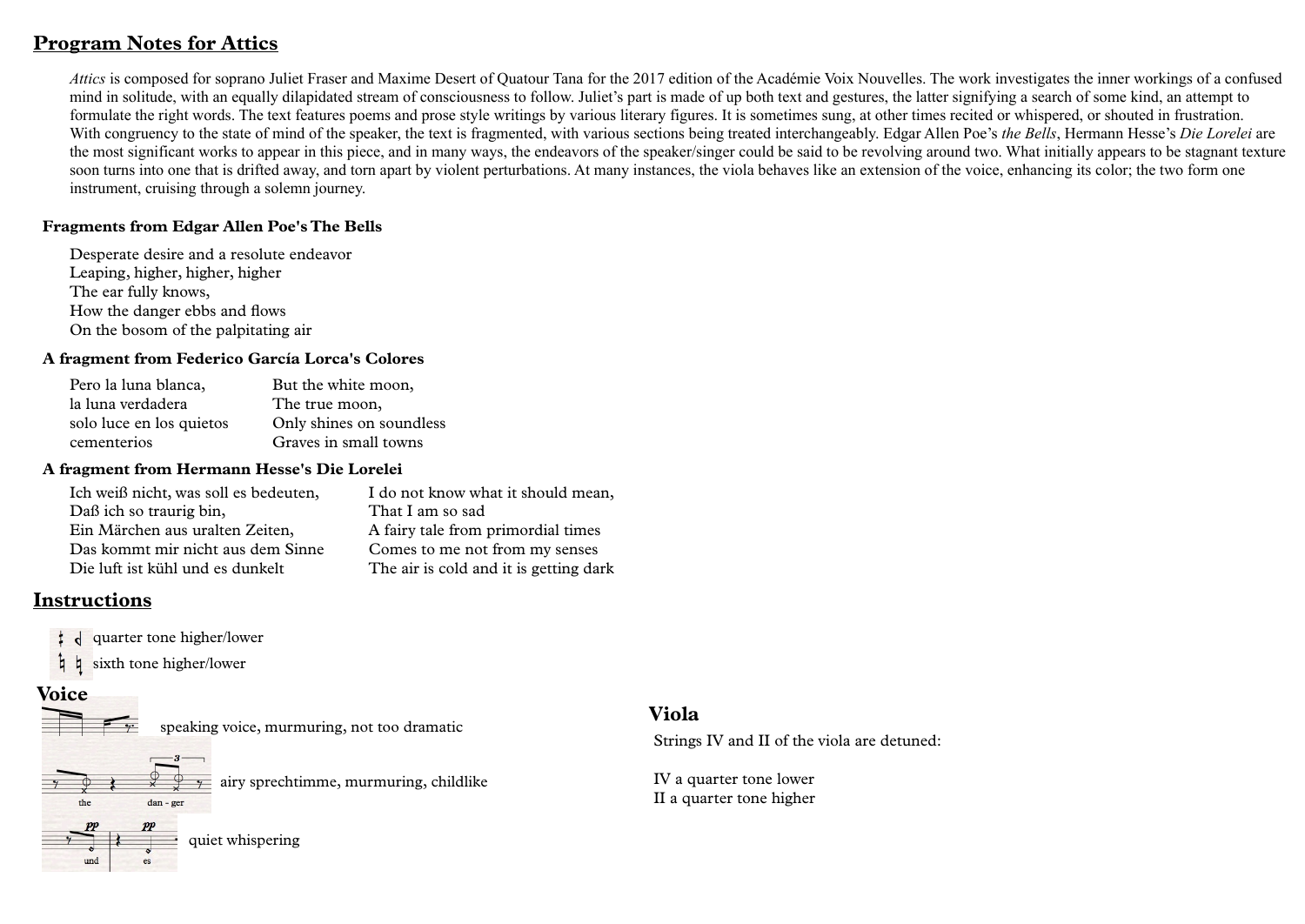## Program Notes for Attics

*Attics* is composed for soprano Juliet Fraser and Maxime Desert of Quatour Tana for the 2017 edition of the Académie Voix Nouvelles. The work investigates the inner workings of a confused mind in solitude, with an equally dilapidated stream of consciousness to follow. Juliet's part is made of up both text and gestures, the latter signifying a search of some kind, an attempt to formulate the right words. The text features poems and prose style writings by various literary figures. It is sometimes sung, at other times recited or whispered, or shouted in frustration. With congruency to the state of mind of the speaker, the text is fragmented, with various sections being treated interchangeably. Edgar Allen Poe's *the Bells*, Hermann Hesse's *Die Lorelei* are the most significant works to appear in this piece, and in many ways, the endeavors of the speaker/singer could be said to be revolving around two. What initially appears to be stagnant texture soon turns into one that is drifted away, and torn apart by violent perturbations. At many instances, the viola behaves like an extension of the voice, enhancing its color; the two form one instrument, cruising through a solemn journey.

**Fragments from Edgar Allen Poe's The Bells**

Desperate desire and a resolute endeavor
Leaping, higher, higher, higher
The ear fully knows,
How the danger ebbs and flows
On the bosom of the palpitating air

**A fragment from Federico García Lorca's Colores**

| | |
|---|---|
| Pero la luna blanca, | But the white moon, |
| la luna verdadera | The true moon, |
| solo luce en los quietos | Only shines on soundless |
| cementerios | Graves in small towns |

**A fragment from Hermann Hesse's Die Lorelei**

| | |
|---|---|
| Ich weiß nicht, was soll es bedeuten, | I do not know what it should mean, |
| Daß ich so traurig bin, | That I am so sad |
| Ein Märchen aus uralten Zeiten, | A fairy tale from primordial times |
| Das kommt mir nicht aus dem Sinne | Comes to me not from my senses |
| Die luft ist kühl und es dunkelt | The air is cold and it is getting dark |

## Instructions

quarter tone higher/lower

sixth tone higher/lower

### Voice

speaking voice, murmuring, not too dramatic

airy sprechtimme, murmuring, childlike

quiet whispering

### Viola

Strings IV and II of the viola are detuned:

IV a quarter tone lower
II a quarter tone higher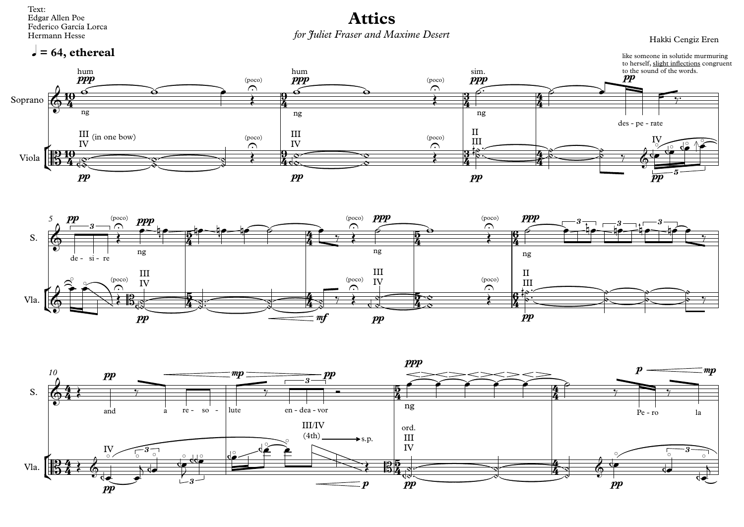Text:
Edgar Allen Poe
Federico García Lorca
Hermann Hesse

# Attics

*for Juliet Fraser and Maxime Desert*

Hakki Cengiz Eren

**♩ = 64, ethereal**

like someone in solitude murmuring to herself, slight inflections congruent to the sound of the words.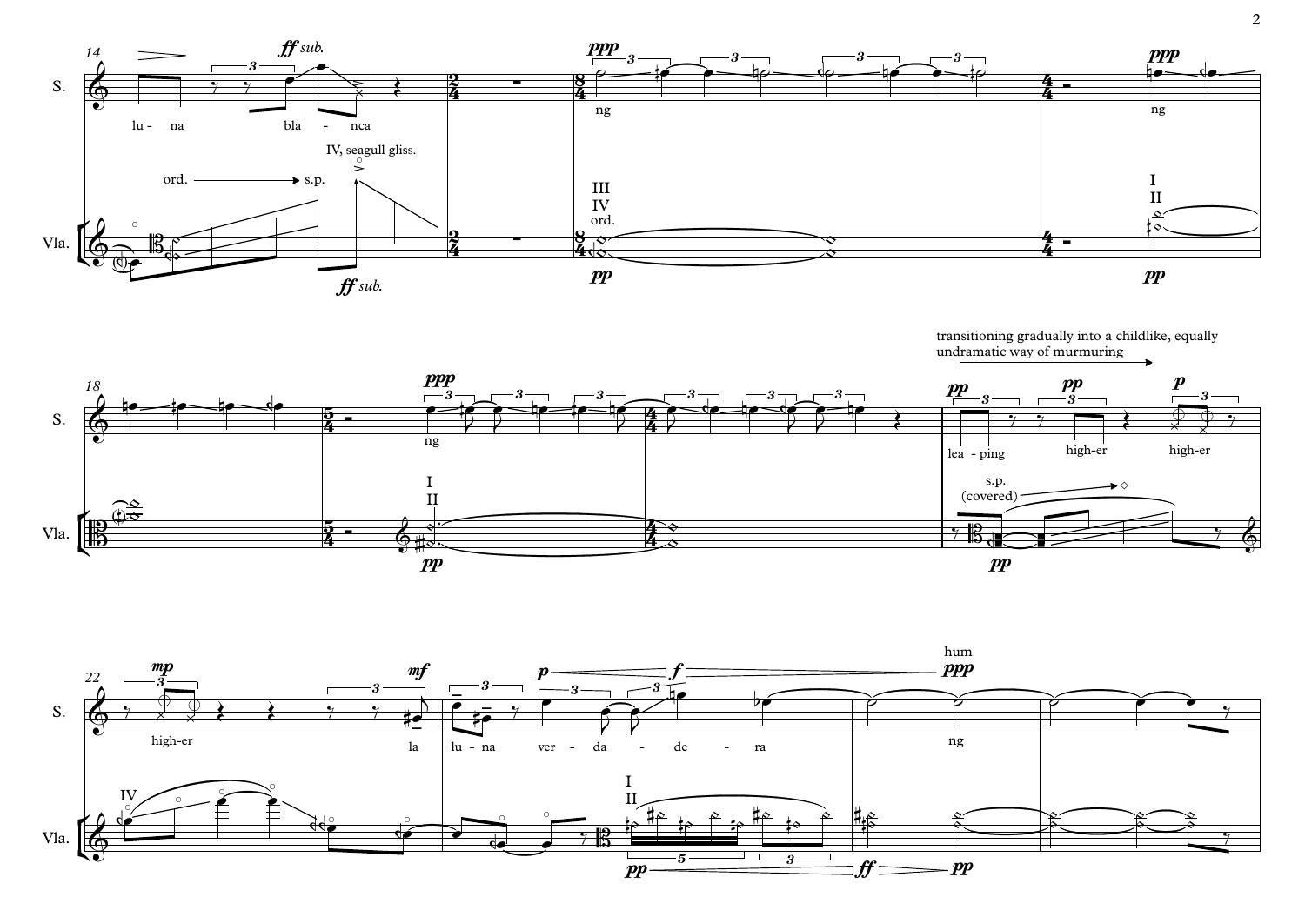14

S.

lu - na bla - nca

*ff sub.*

Vla.

ord. → s.p.

IV, seagull gliss.

*ff sub.*

*ppp*

ng

III
IV
ord.

*pp*

*ppp*

ng

I
II

*pp*

18

S.

*ppp*

ng

Vla.

I
II

*pp*

transitioning gradually into a childlike, equally undramatic way of murmuring

*pp* *pp* *p*

lea - ping high-er high-er

s.p.
(covered)

*pp*

22

S.

*mp*

high-er

*mf*

la

lu - na ver - da - de - ra

*p* *f* *ppp*

hum

ng

Vla.

IV

I
II

*pp* *ff* *pp*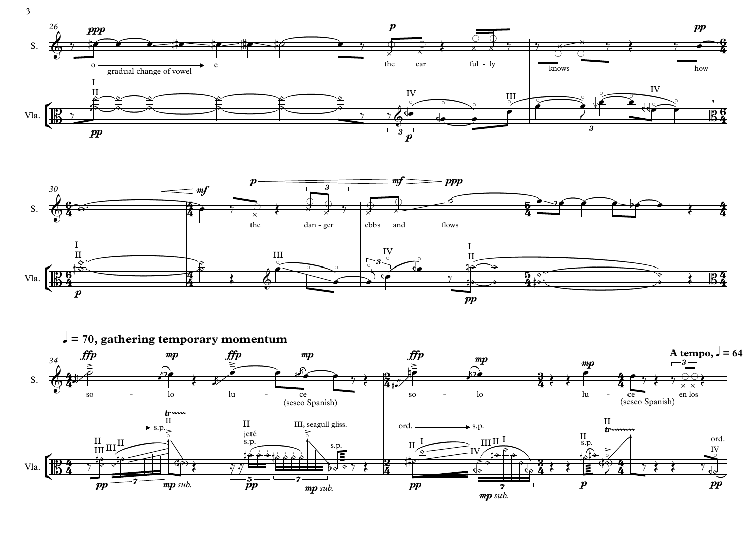**♩ = 70, gathering temporary momentum**

**A tempo, ♩ = 64**

S.: o — gradual change of vowel → e — the ear ful - ly — knows how — the dan - ger — ebbs and flows — so - lo — lu - ce (seseo Spanish) — so - lo — lu - ce (seseo Spanish) — en los

Vla.: s.p. — jeté s.p. — III, seagull gliss. — s.p. — ord. → s.p. — s.p. — ord.

*mp sub.* — *mp sub.* — *mp sub.*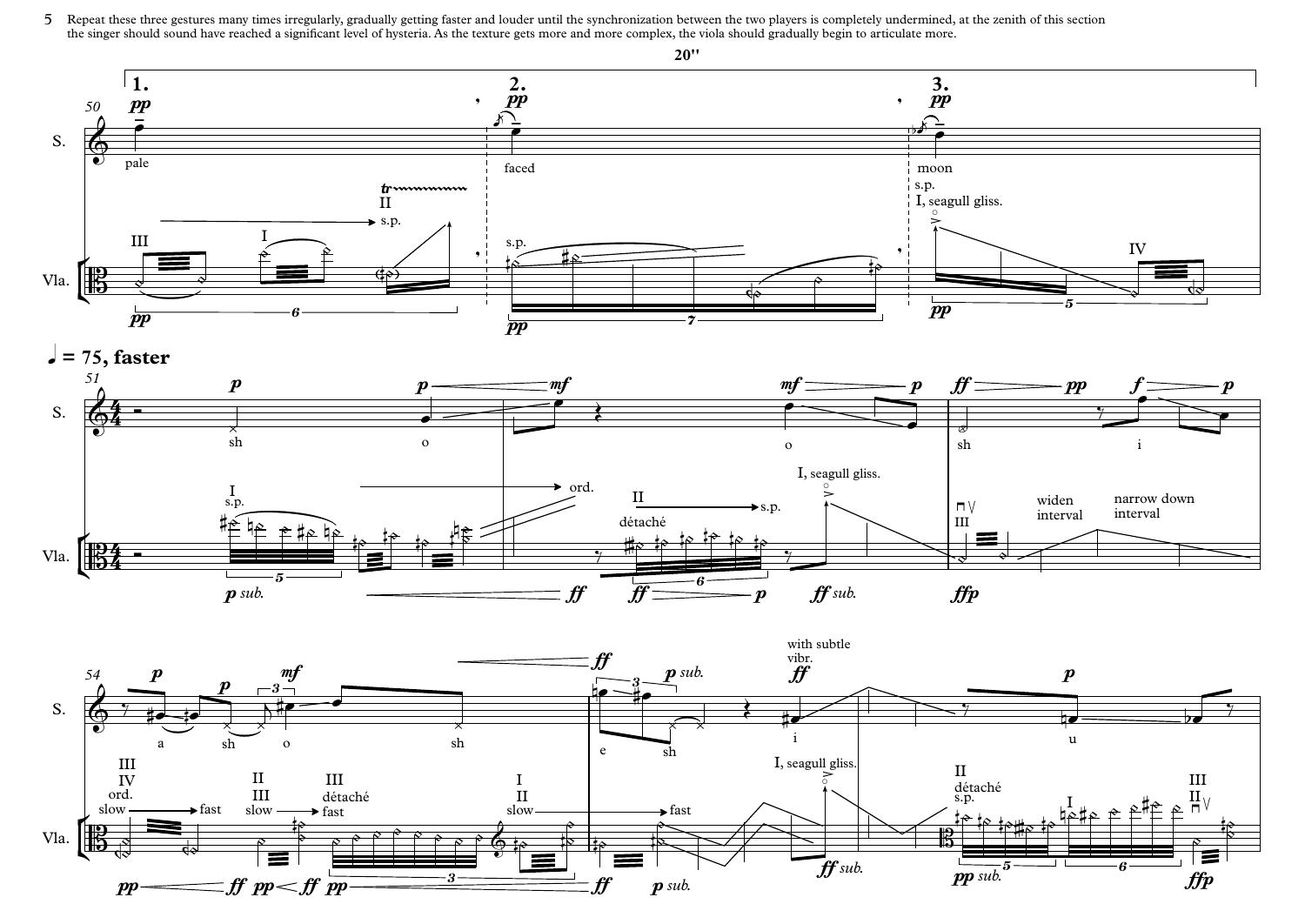5 Repeat these three gestures many times irregularly, gradually getting faster and louder until the synchronization between the two players is completely undermined, at the zenith of this section the singer should sound have reached a significant level of hysteria. As the texture gets more and more complex, the viola should gradually begin to articulate more.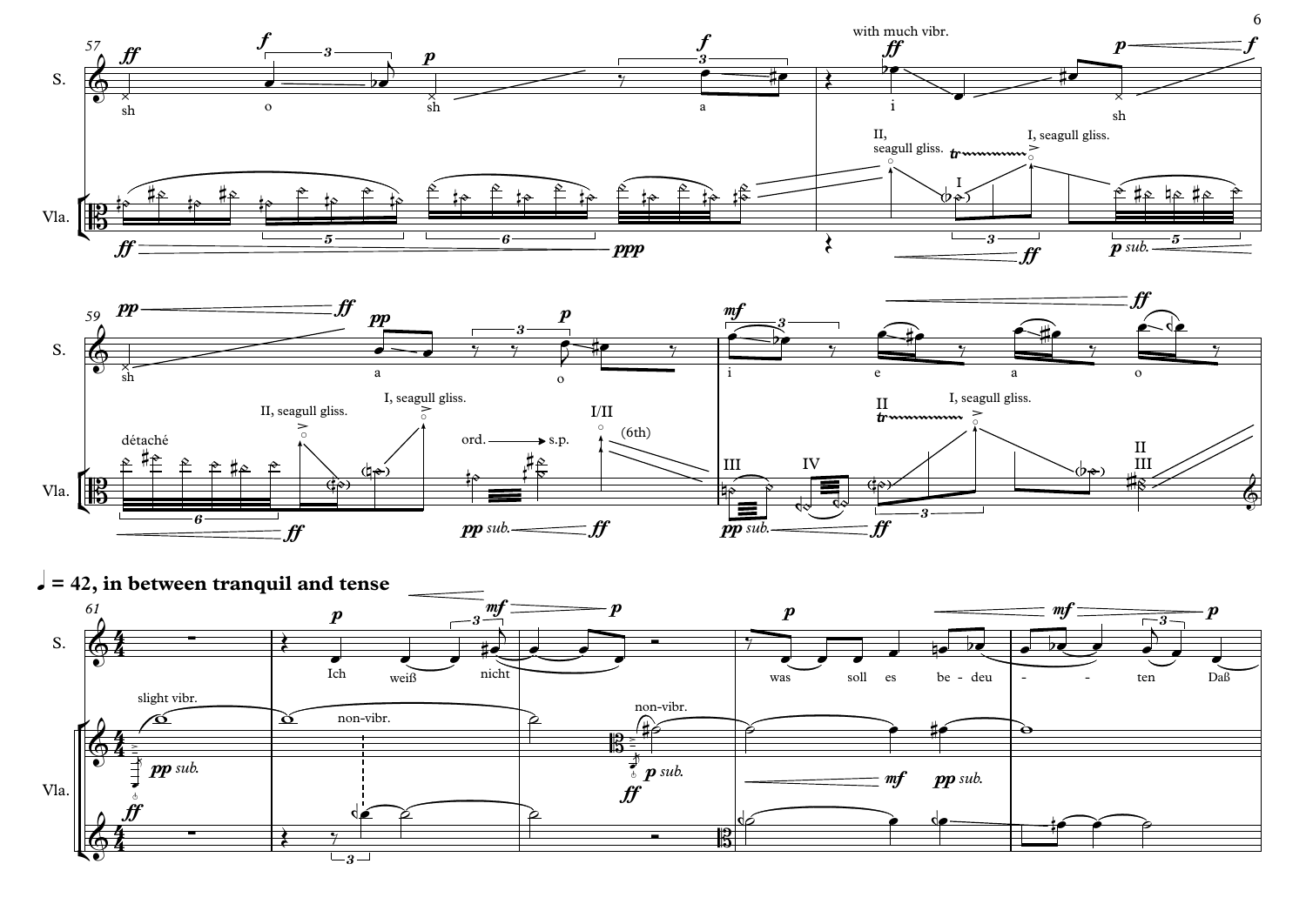**♩ = 42, in between tranquil and tense**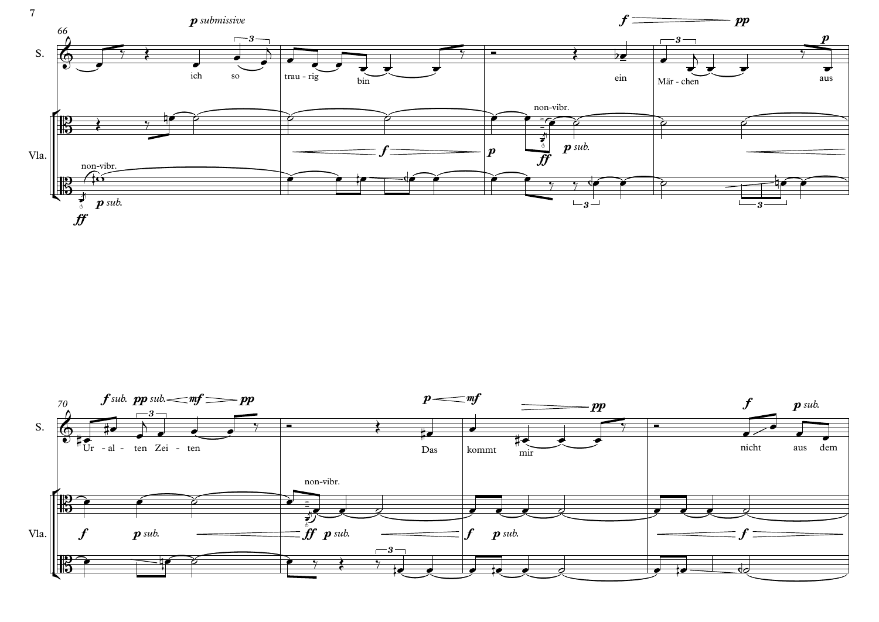S.

Vla.

66

*p submissive*

ich so trau - rig bin ein Mär - chen aus

*f* *pp* *p*

non-vibr.

*ff* *p sub.* *f* *p* *ff* *p sub.*

70

*f sub.* *pp sub.* *mf* *pp* *p* *mf* *pp* *f* *p sub.*

Ur - al - ten Zei - ten Das kommt mir nicht aus dem

non-vibr.

*f* *p sub.* *ff* *p sub.* *f* *p sub.* *f*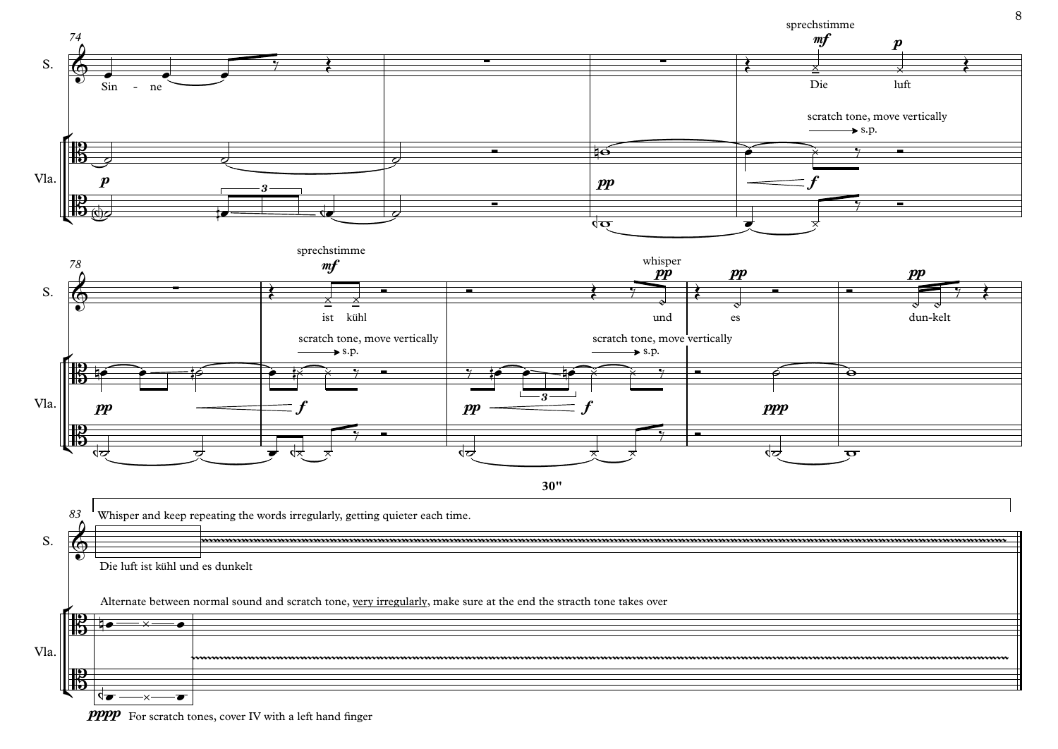74

S.

Sin - ne

Vla.

*p*

*pp*

sprechstimme

*mf* *p*

Die luft

scratch tone, move vertically

s.p.

*f*

78

sprechstimme

*mf*

ist kühl

whisper

*pp*

und

*pp*

es

*pp*

dun-kelt

scratch tone, move vertically

s.p.

scratch tone, move vertically

s.p.

*pp* *f*

*pp* *f*

*ppp*

30"

83

Whisper and keep repeating the words irregularly, getting quieter each time.

Die luft ist kühl und es dunkelt

Alternate between normal sound and scratch tone, very irregularly, make sure at the end the stracth tone takes over

*pppp* For scratch tones, cover IV with a left hand finger